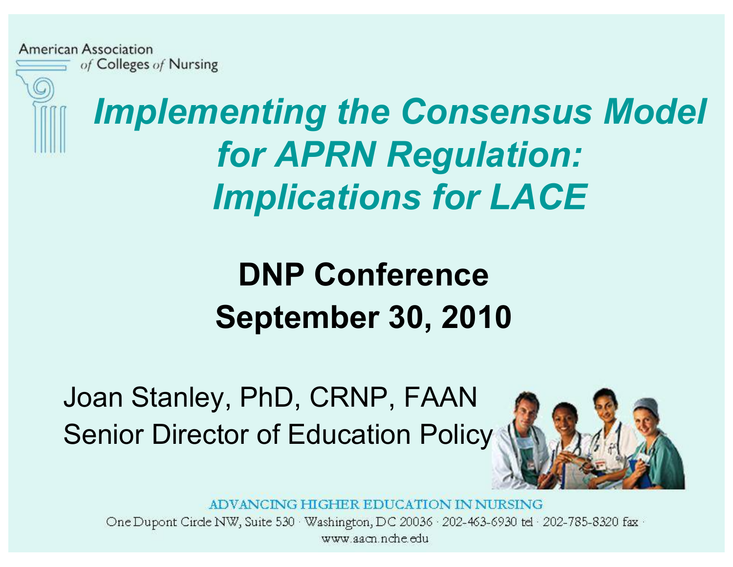American Association of Colleges of Nursing

# *Implementing the Consensus Model for APRN Regulation: Implications for LACE*

## DNP Conference
## September 30, 2010

Joan Stanley, PhD, CRNP, FAAN
Senior Director of Education Policy

ADVANCING HIGHER EDUCATION IN NURSING

One Dupont Circle NW, Suite 530 · Washington, DC 20036 · 202-463-6930 tel · 202-785-8320 fax · www.aacn.nche.edu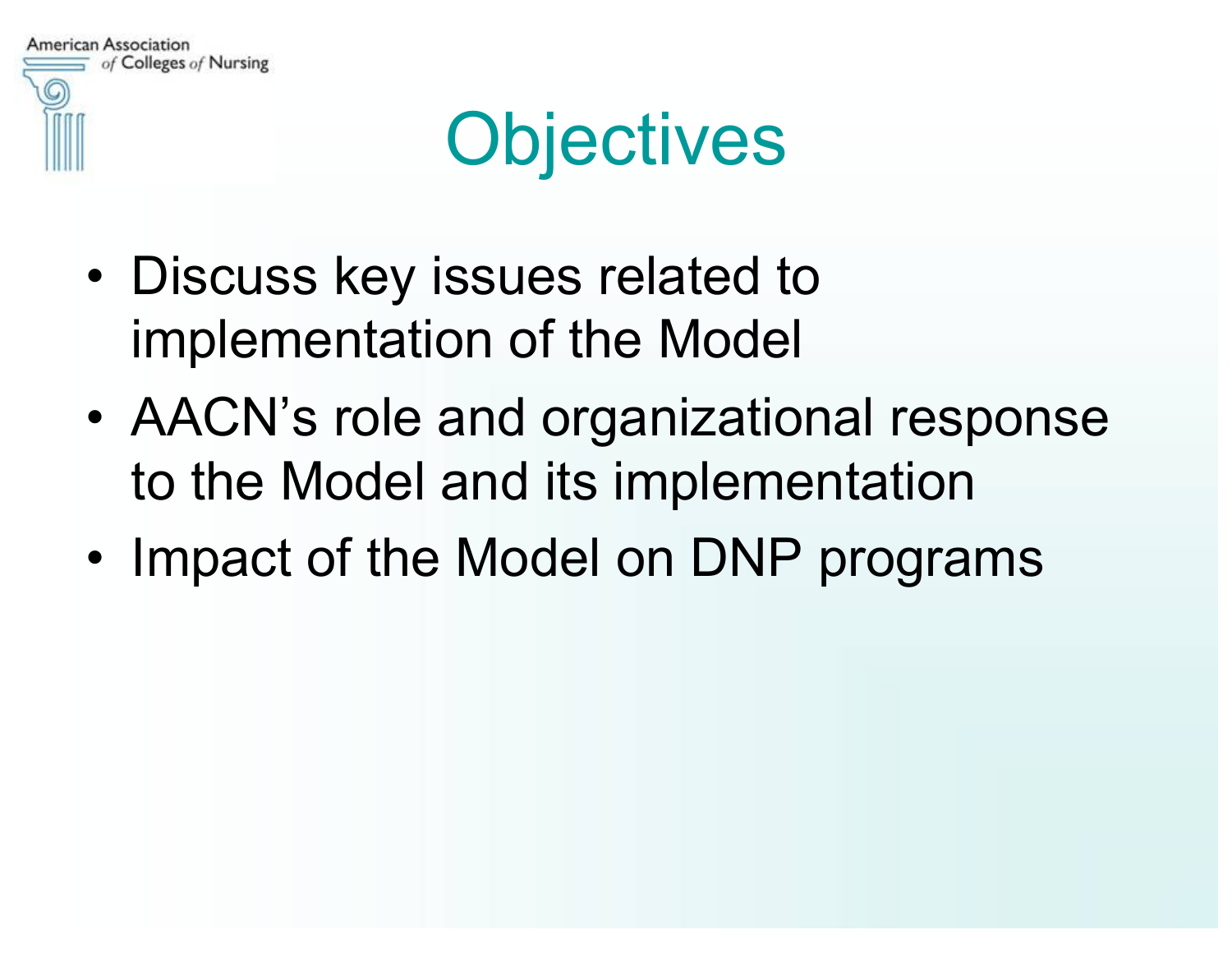# Objectives

- Discuss key issues related to implementation of the Model
- AACN's role and organizational response to the Model and its implementation
- Impact of the Model on DNP programs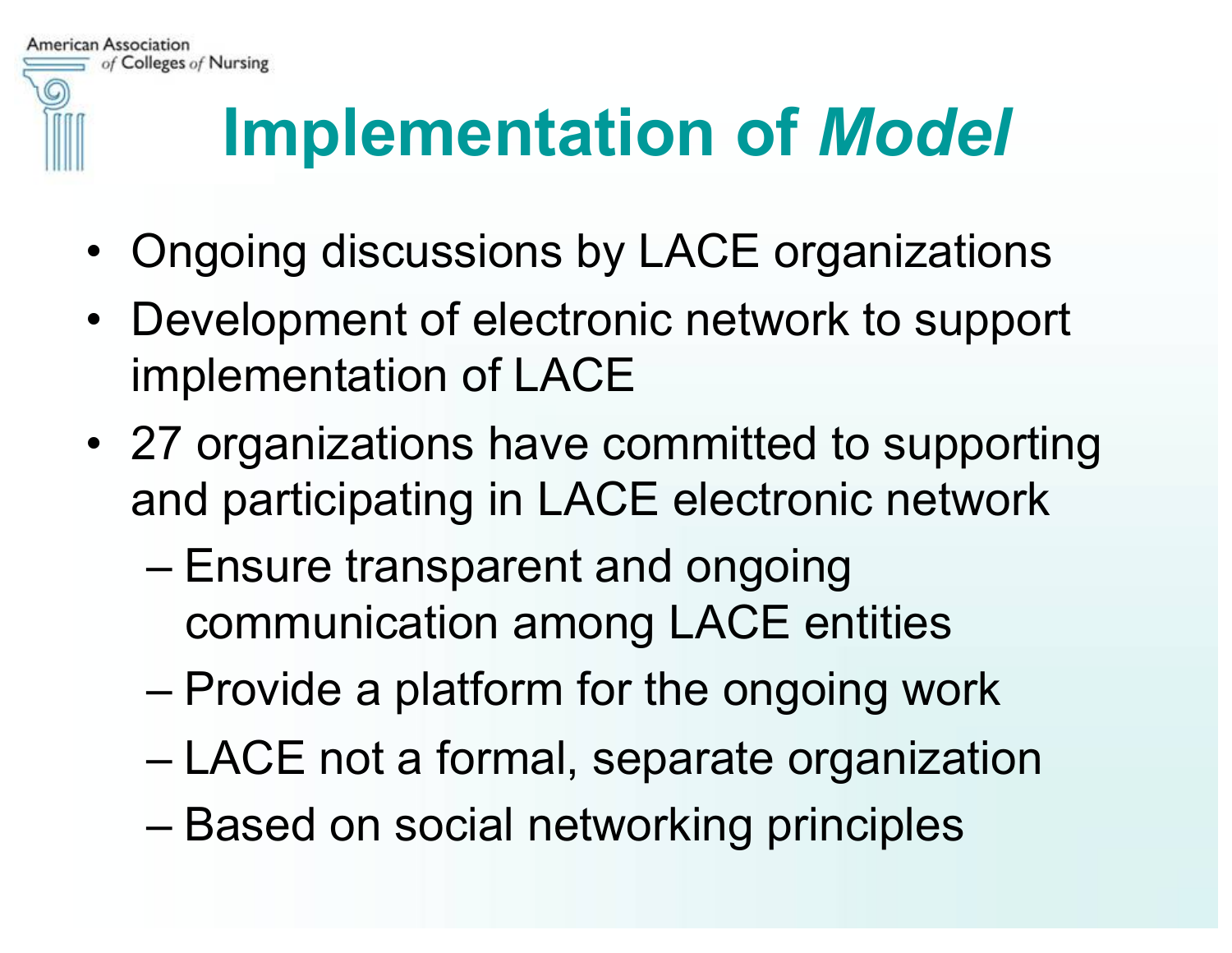# Implementation of *Model*

- Ongoing discussions by LACE organizations
- Development of electronic network to support implementation of LACE
- 27 organizations have committed to supporting and participating in LACE electronic network
  - Ensure transparent and ongoing communication among LACE entities
  - Provide a platform for the ongoing work
  - LACE not a formal, separate organization
  - Based on social networking principles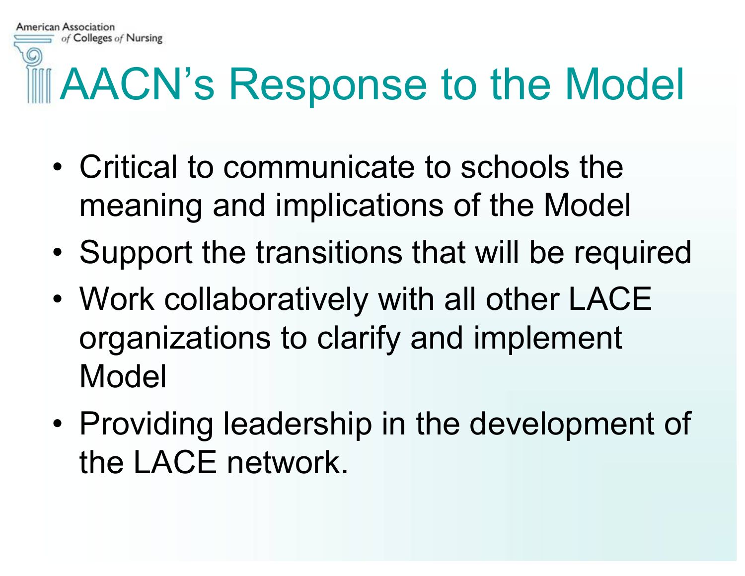# AACN's Response to the Model

- Critical to communicate to schools the meaning and implications of the Model
- Support the transitions that will be required
- Work collaboratively with all other LACE organizations to clarify and implement Model
- Providing leadership in the development of the LACE network.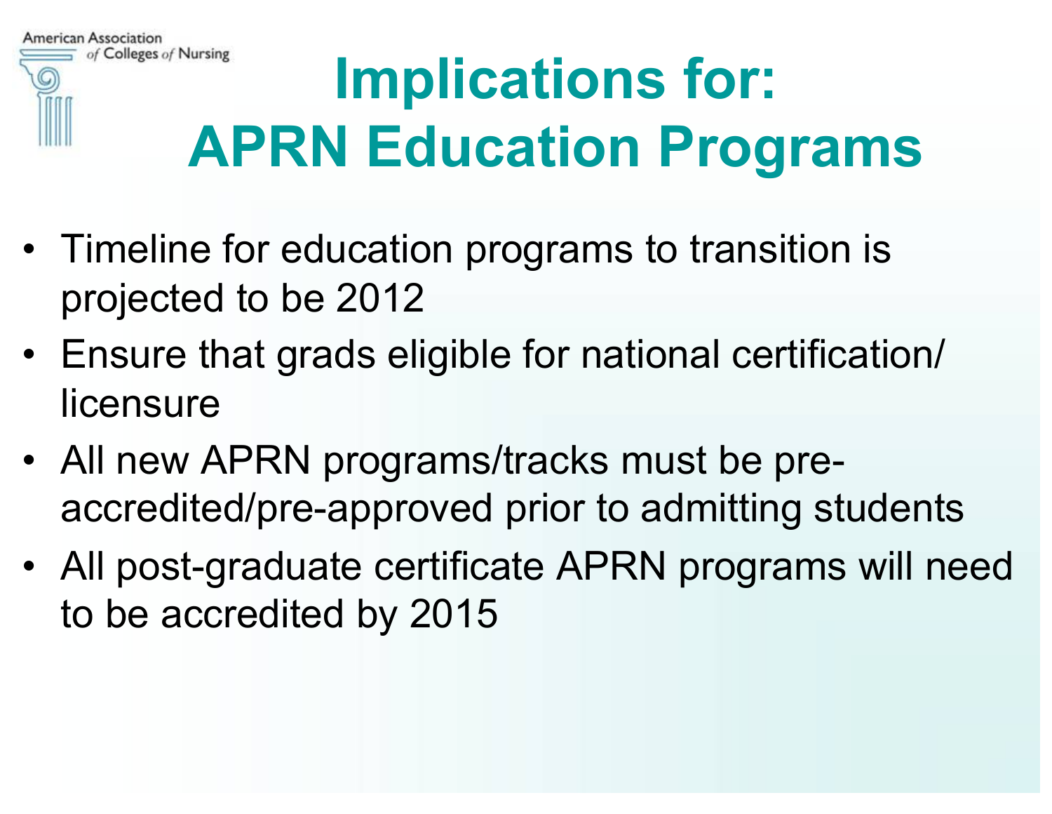# Implications for: APRN Education Programs

- Timeline for education programs to transition is projected to be 2012
- Ensure that grads eligible for national certification/licensure
- All new APRN programs/tracks must be pre-accredited/pre-approved prior to admitting students
- All post-graduate certificate APRN programs will need to be accredited by 2015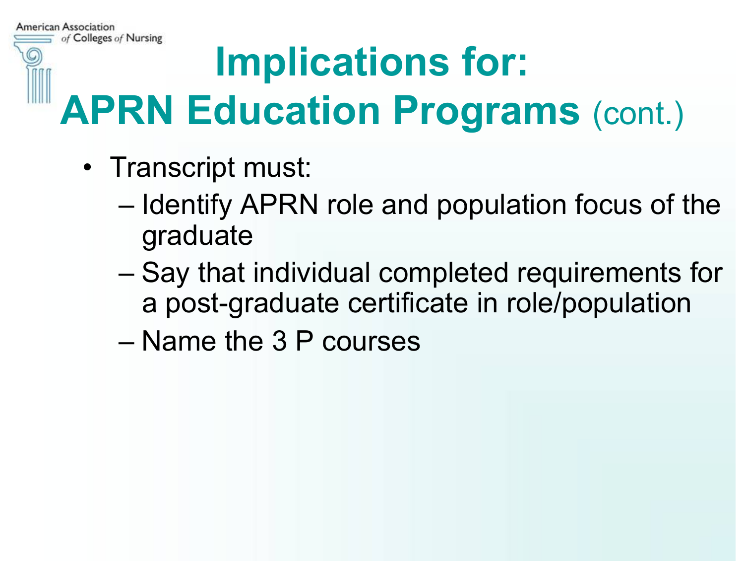# Implications for: APRN Education Programs (cont.)

- Transcript must:
  - Identify APRN role and population focus of the graduate
  - Say that individual completed requirements for a post-graduate certificate in role/population
  - Name the 3 P courses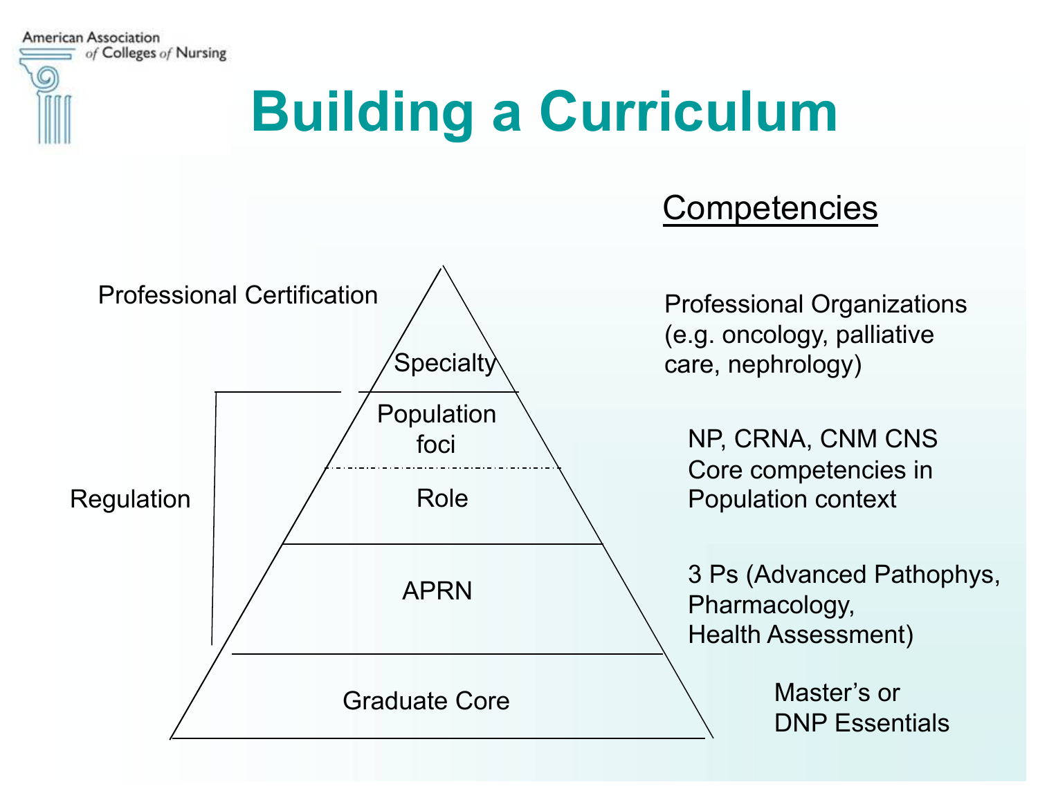# Building a Curriculum

| | Pyramid level | Competencies |
|---|---|---|
| Professional Certification | Specialty | Professional Organizations (e.g. oncology, palliative care, nephrology) |
| Regulation | Population foci | NP, CRNA, CNM CNS Core competencies in Population context |
| Regulation | Role | NP, CRNA, CNM CNS Core competencies in Population context |
| Regulation | APRN | 3 Ps (Advanced Pathophys, Pharmacology, Health Assessment) |
| | Graduate Core | Master's or DNP Essentials |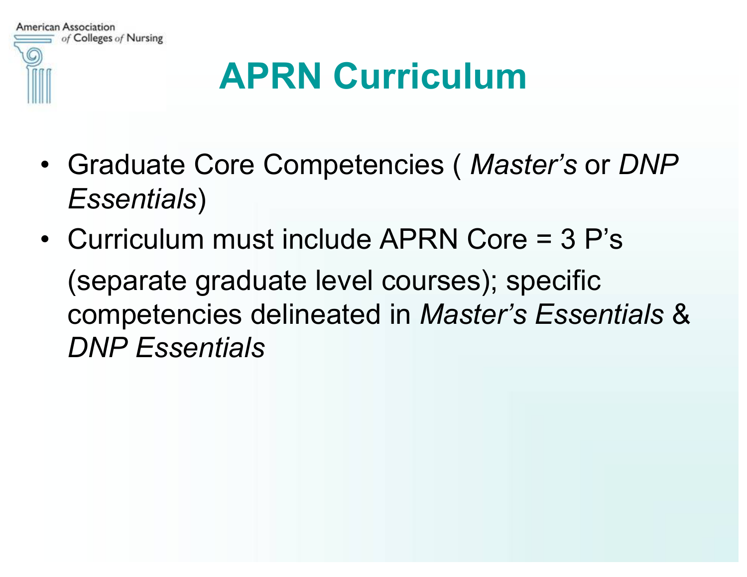# APRN Curriculum

- Graduate Core Competencies ( *Master's* or *DNP Essentials*)
- Curriculum must include APRN Core = 3 P's

  (separate graduate level courses); specific competencies delineated in *Master's Essentials* & *DNP Essentials*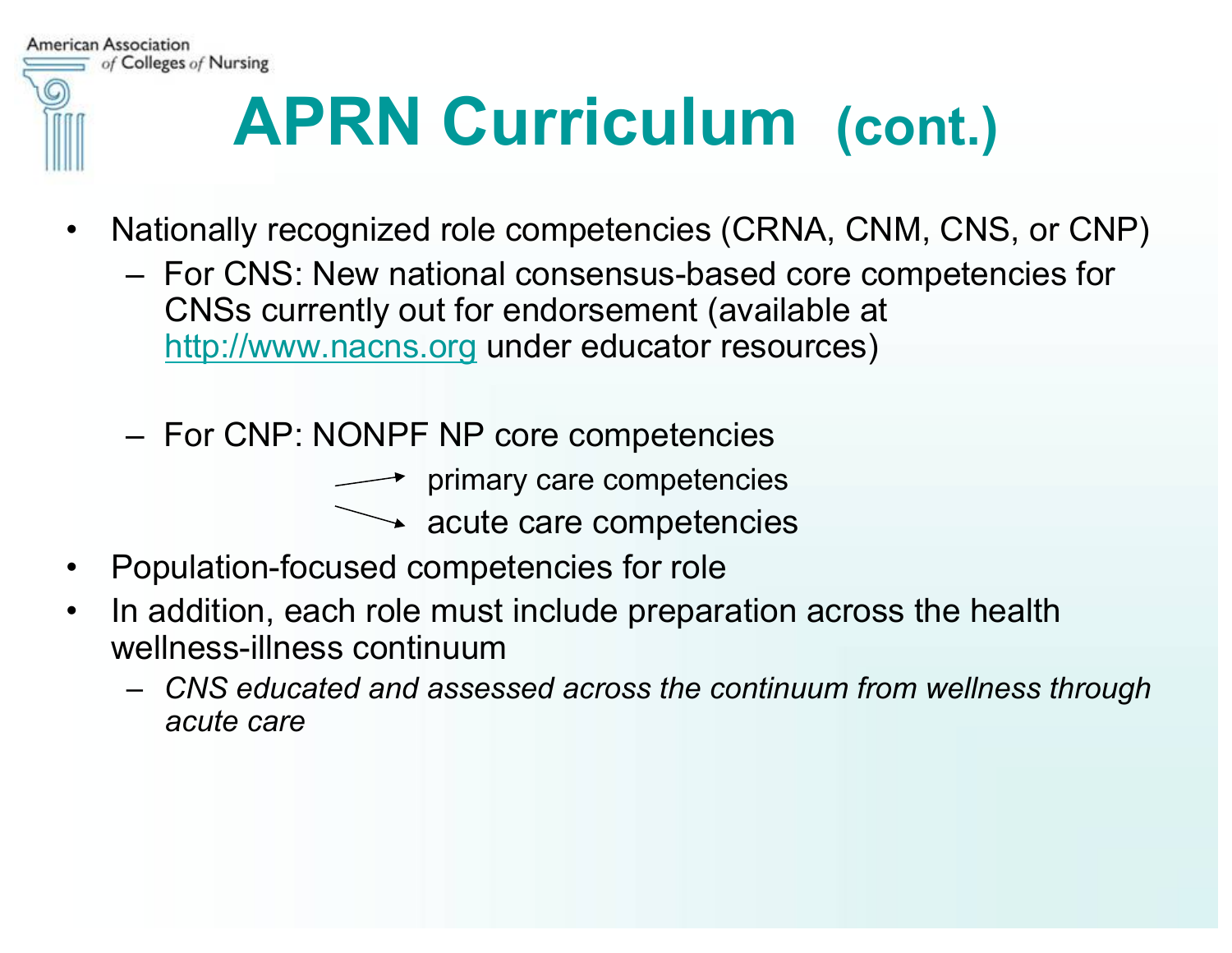# APRN Curriculum (cont.)

- Nationally recognized role competencies (CRNA, CNM, CNS, or CNP)
  - For CNS: New national consensus-based core competencies for CNSs currently out for endorsement (available at http://www.nacns.org under educator resources)
  - For CNP: NONPF NP core competencies
    - → primary care competencies
    - → acute care competencies
- Population-focused competencies for role
- In addition, each role must include preparation across the health wellness-illness continuum
  - *CNS educated and assessed across the continuum from wellness through acute care*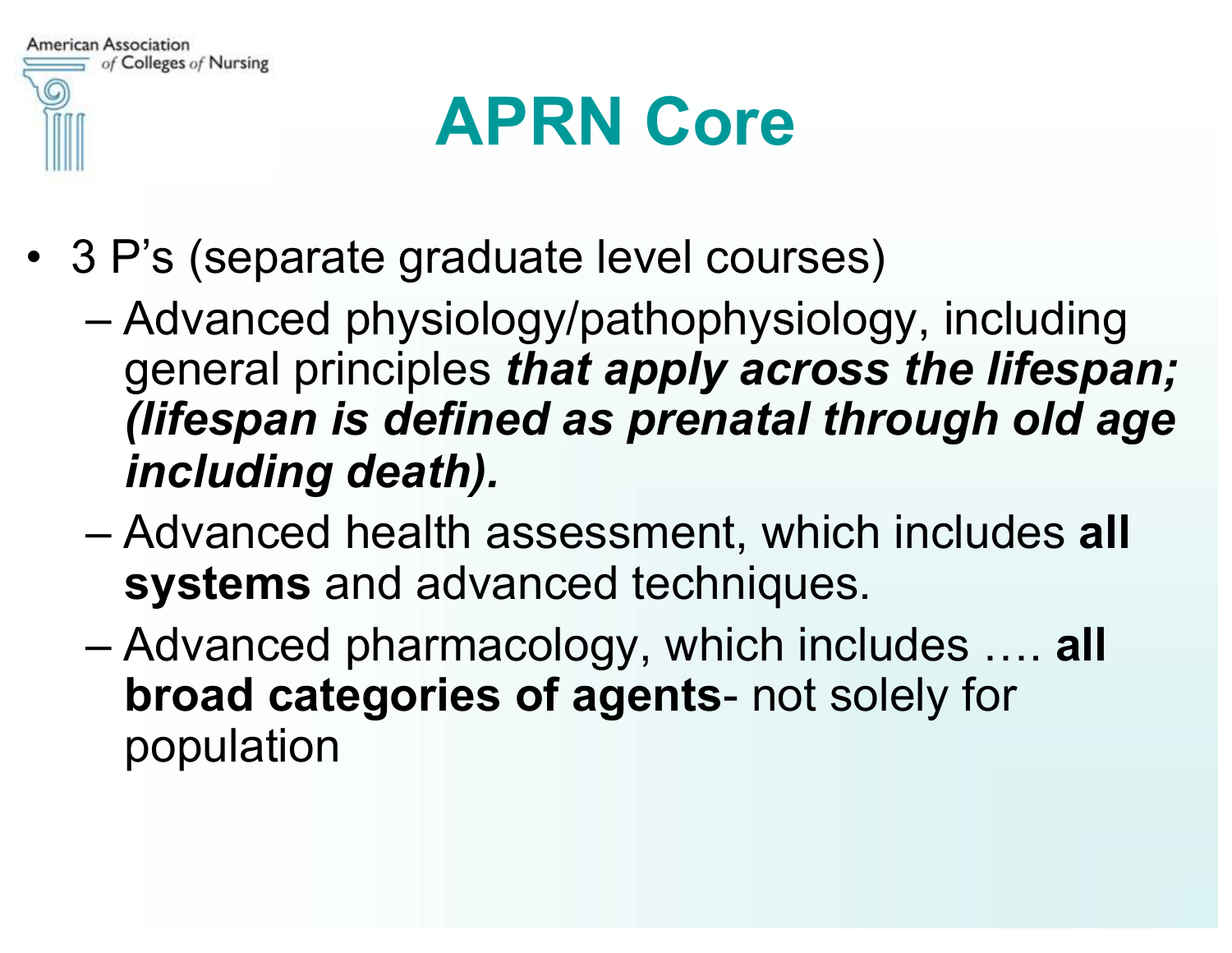# APRN Core

- 3 P's (separate graduate level courses)
  - Advanced physiology/pathophysiology, including general principles ***that apply across the lifespan; (lifespan is defined as prenatal through old age including death).***
  - Advanced health assessment, which includes **all systems** and advanced techniques.
  - Advanced pharmacology, which includes …. **all broad categories of agents**- not solely for population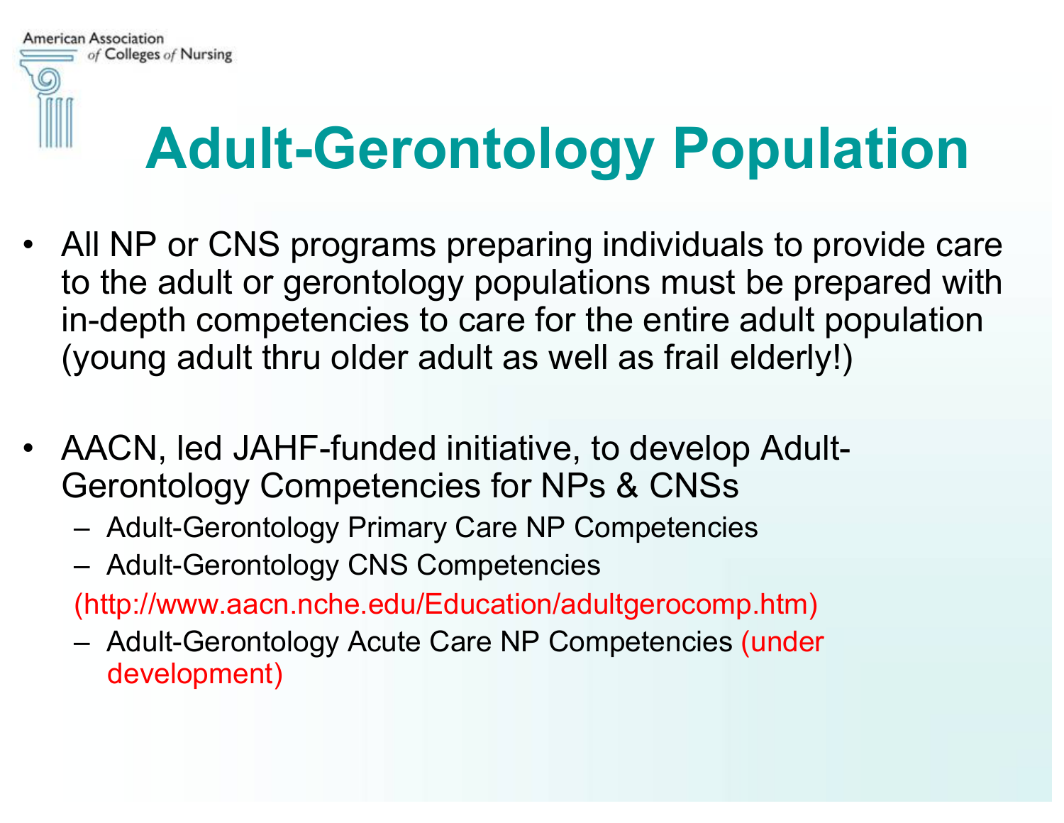# Adult-Gerontology Population

- All NP or CNS programs preparing individuals to provide care to the adult or gerontology populations must be prepared with in-depth competencies to care for the entire adult population (young adult thru older adult as well as frail elderly!)

- AACN, led JAHF-funded initiative, to develop Adult-Gerontology Competencies for NPs & CNSs
  - Adult-Gerontology Primary Care NP Competencies
  - Adult-Gerontology CNS Competencies

  (http://www.aacn.nche.edu/Education/adultgerocomp.htm)
  - Adult-Gerontology Acute Care NP Competencies (under development)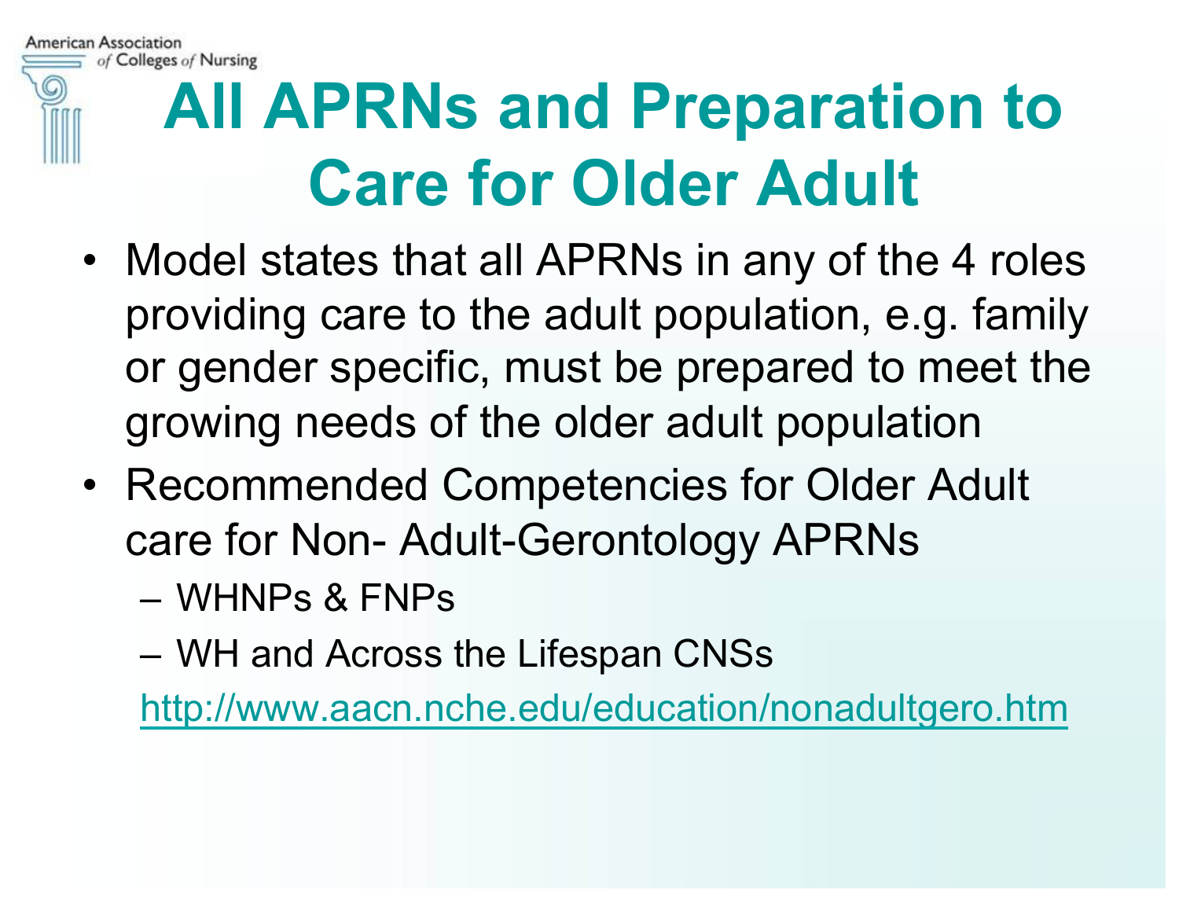# All APRNs and Preparation to Care for Older Adult

- Model states that all APRNs in any of the 4 roles providing care to the adult population, e.g. family or gender specific, must be prepared to meet the growing needs of the older adult population
- Recommended Competencies for Older Adult care for Non- Adult-Gerontology APRNs
  - WHNPs & FNPs
  - WH and Across the Lifespan CNSs

  http://www.aacn.nche.edu/education/nonadultgero.htm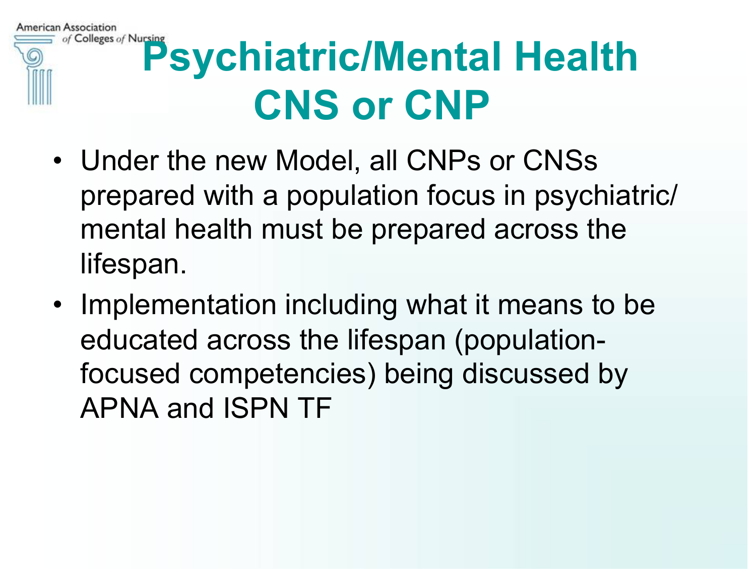# Psychiatric/Mental Health CNS or CNP

- Under the new Model, all CNPs or CNSs prepared with a population focus in psychiatric/ mental health must be prepared across the lifespan.
- Implementation including what it means to be educated across the lifespan (population-focused competencies) being discussed by APNA and ISPN TF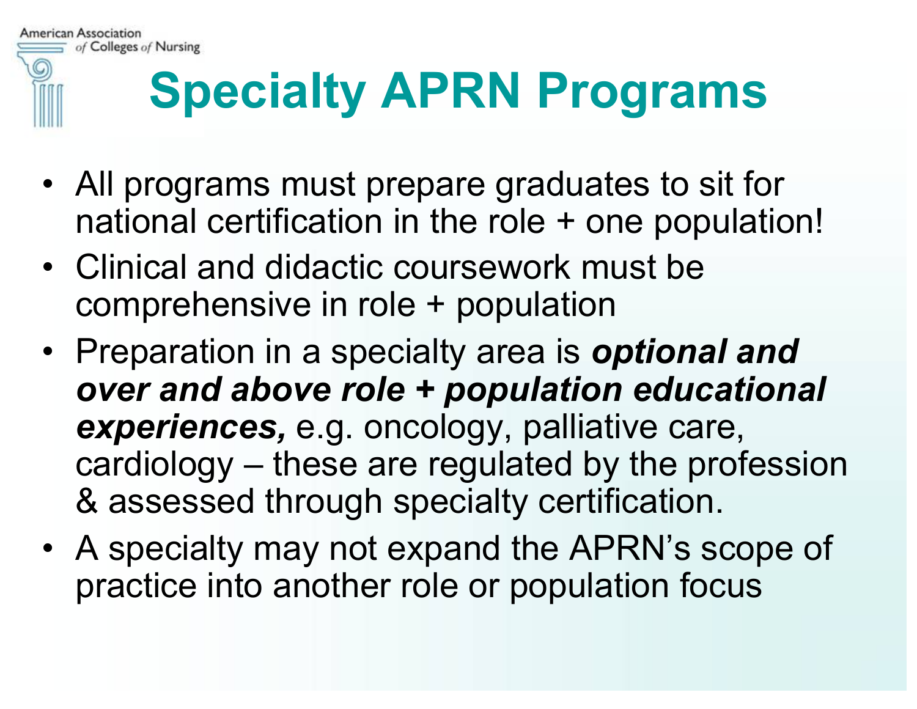# Specialty APRN Programs

- All programs must prepare graduates to sit for national certification in the role + one population!
- Clinical and didactic coursework must be comprehensive in role + population
- Preparation in a specialty area is ***optional and over and above role + population educational experiences,*** e.g. oncology, palliative care, cardiology – these are regulated by the profession & assessed through specialty certification.
- A specialty may not expand the APRN's scope of practice into another role or population focus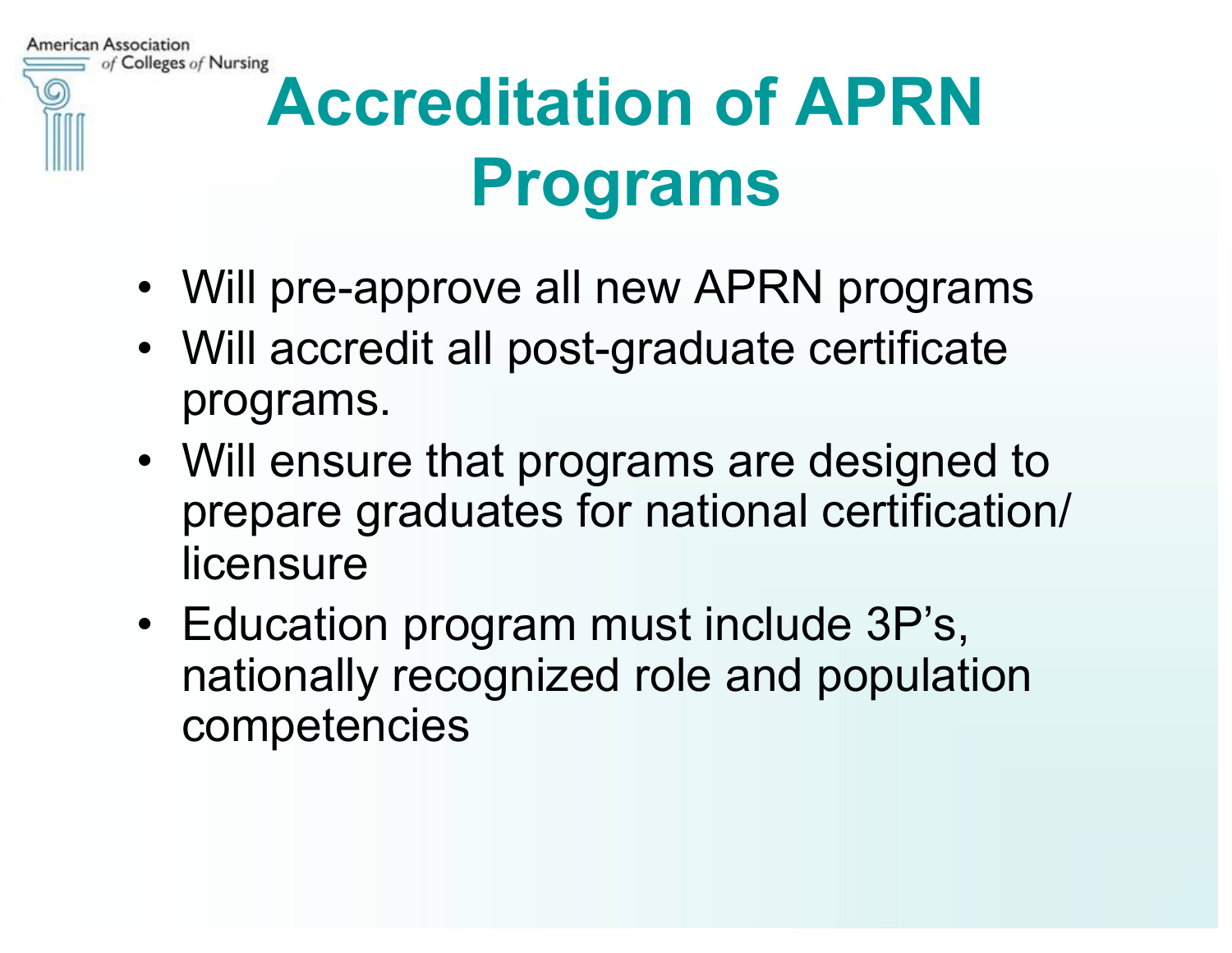# Accreditation of APRN Programs

- Will pre-approve all new APRN programs
- Will accredit all post-graduate certificate programs.
- Will ensure that programs are designed to prepare graduates for national certification/ licensure
- Education program must include 3P's, nationally recognized role and population competencies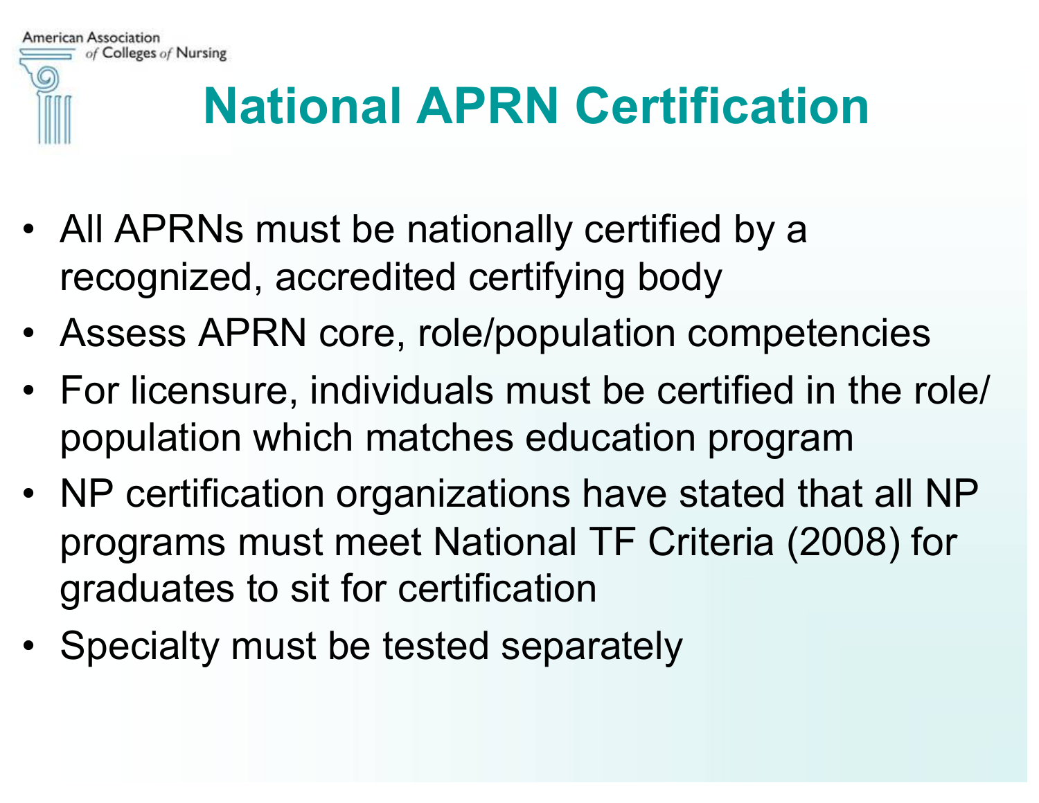# National APRN Certification

- All APRNs must be nationally certified by a recognized, accredited certifying body
- Assess APRN core, role/population competencies
- For licensure, individuals must be certified in the role/ population which matches education program
- NP certification organizations have stated that all NP programs must meet National TF Criteria (2008) for graduates to sit for certification
- Specialty must be tested separately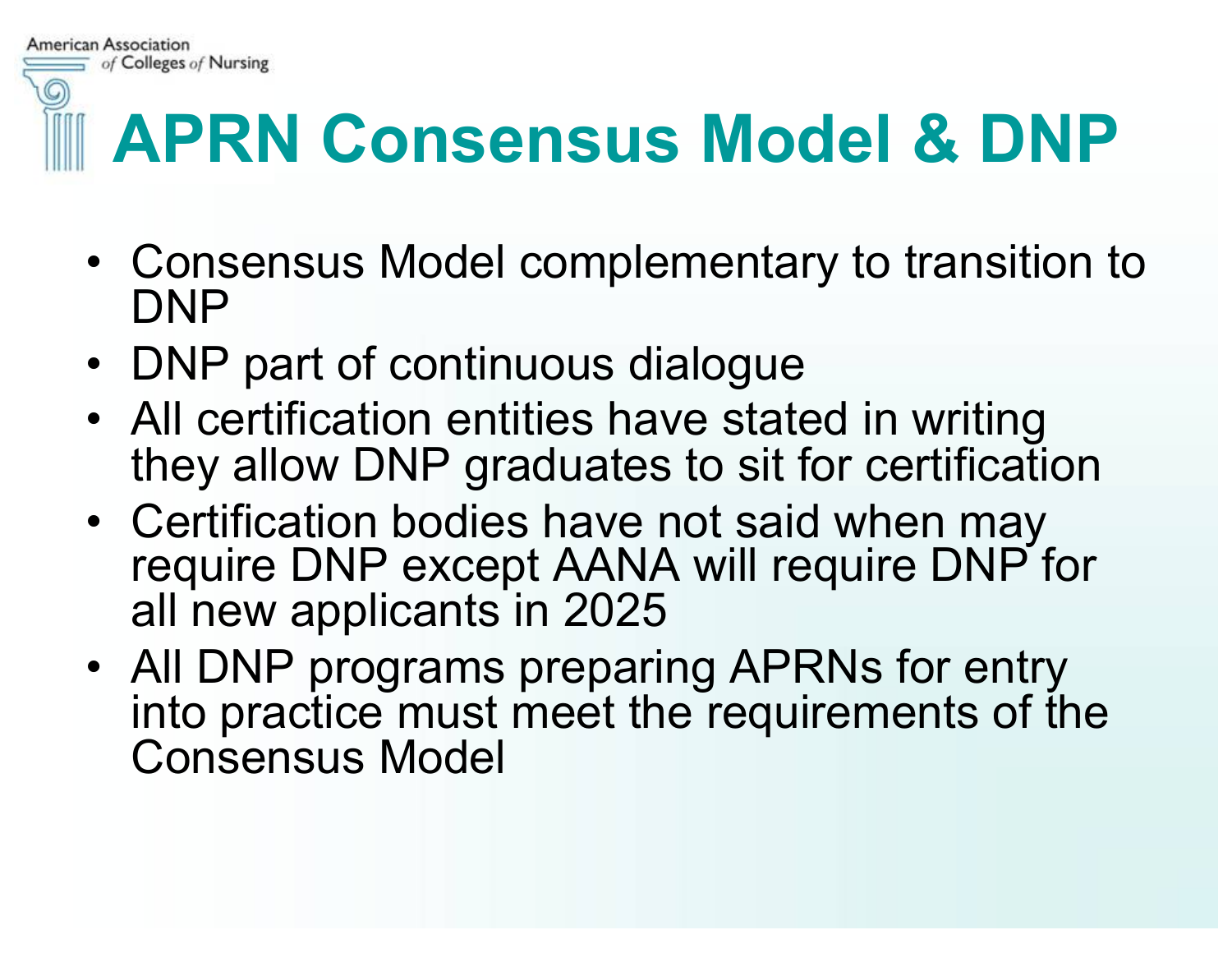# APRN Consensus Model & DNP

- Consensus Model complementary to transition to DNP
- DNP part of continuous dialogue
- All certification entities have stated in writing they allow DNP graduates to sit for certification
- Certification bodies have not said when may require DNP except AANA will require DNP for all new applicants in 2025
- All DNP programs preparing APRNs for entry into practice must meet the requirements of the Consensus Model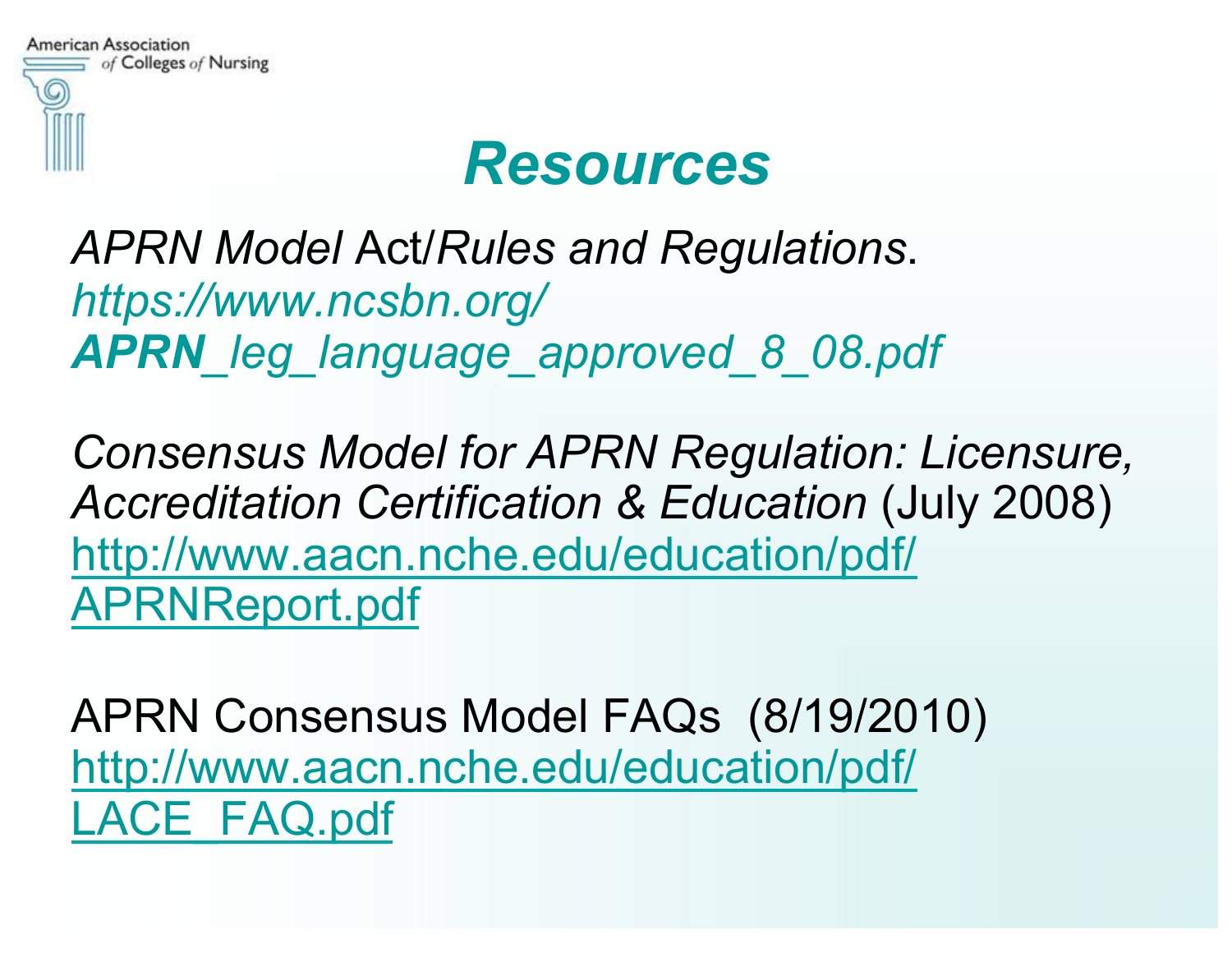# Resources

*APRN Model* Act/*Rules and Regulations*.
*https://www.ncsbn.org/*
***APRN**_leg_language_approved_8_08.pdf*

*Consensus Model for APRN Regulation: Licensure, Accreditation Certification & Education* (July 2008)
http://www.aacn.nche.edu/education/pdf/APRNReport.pdf

APRN Consensus Model FAQs (8/19/2010)
http://www.aacn.nche.edu/education/pdf/LACE_FAQ.pdf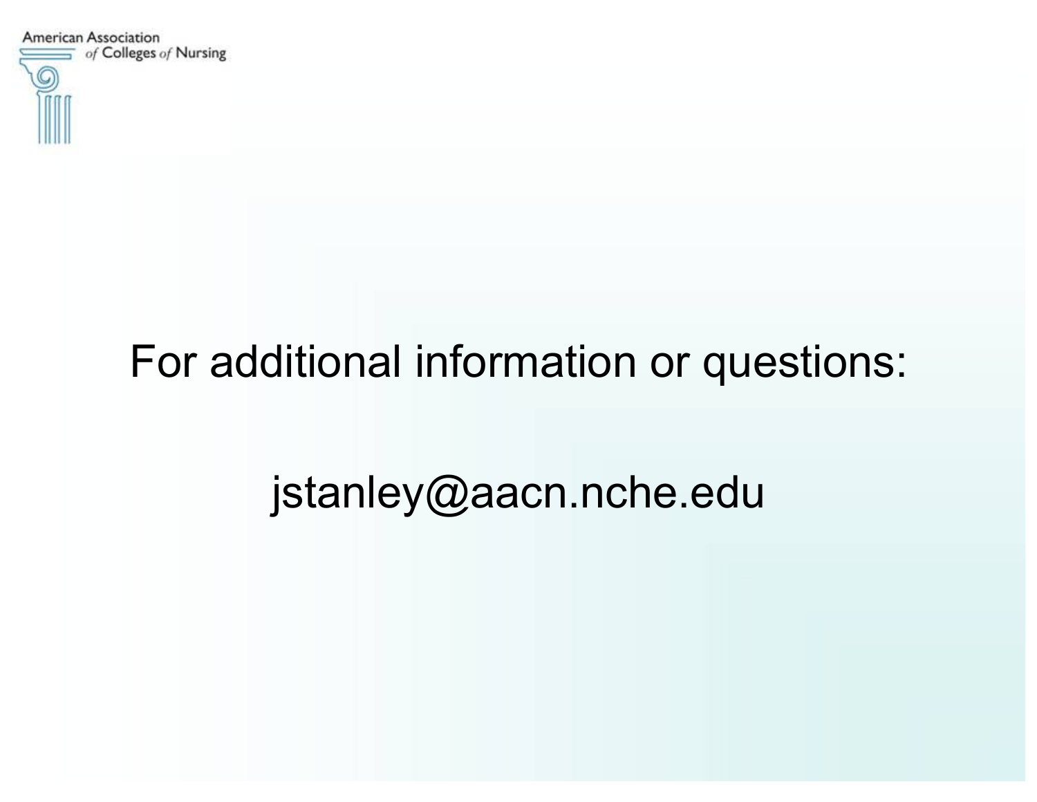American Association of Colleges of Nursing

For additional information or questions:

jstanley@aacn.nche.edu